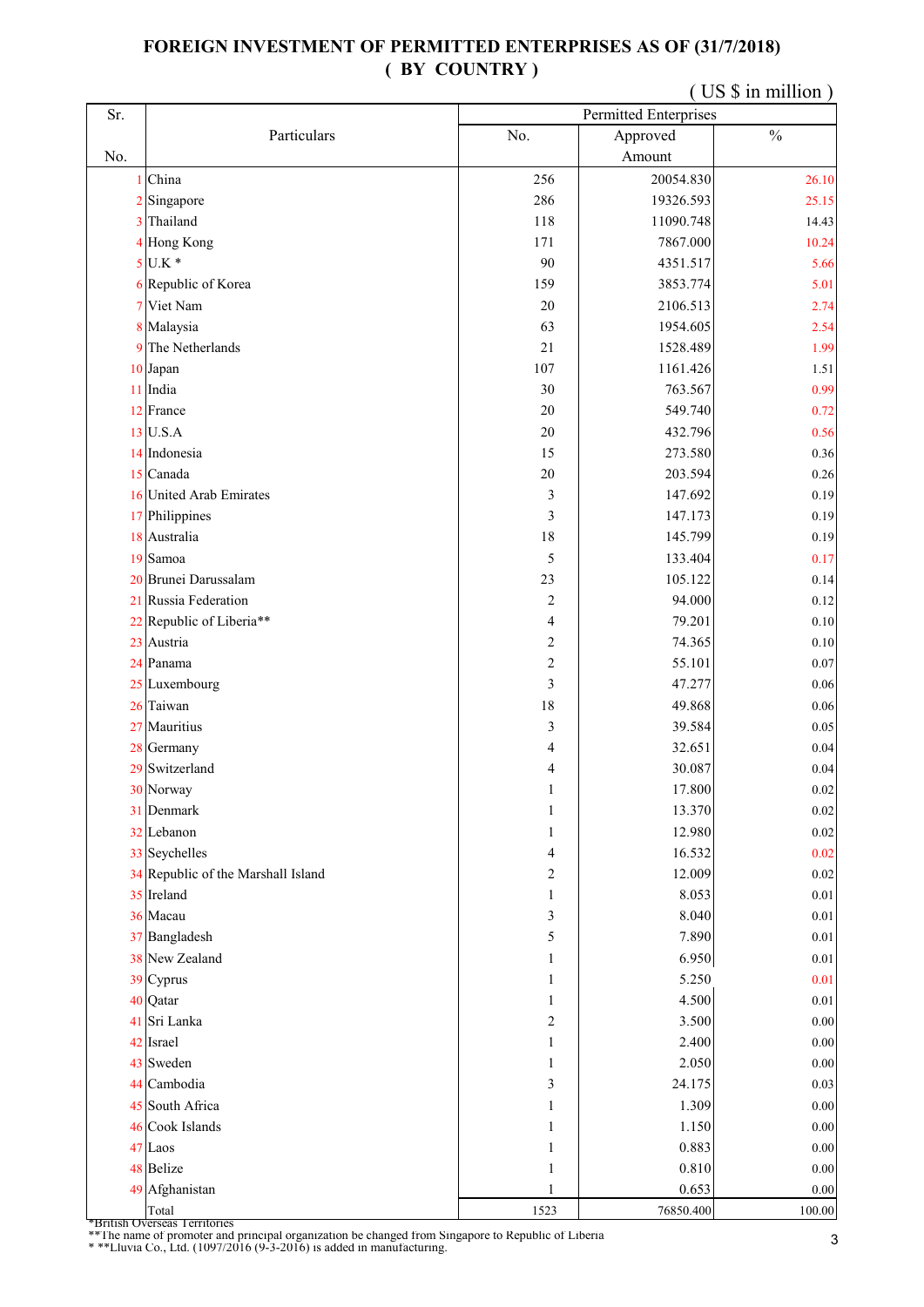# FOREIGN INVESTMENT OF PERMITTED ENTERPRISES AS OF (31/7/2018)
# ( BY COUNTRY )

( US $ in million )

| Sr. No. | Particulars | Permitted Enterprises | | |
|---|---|---|---|---|
| | | No. | Approved Amount | % |
| 1 | China | 256 | 20054.830 | 26.10 |
| 2 | Singapore | 286 | 19326.593 | 25.15 |
| 3 | Thailand | 118 | 11090.748 | 14.43 |
| 4 | Hong Kong | 171 | 7867.000 | 10.24 |
| 5 | U.K * | 90 | 4351.517 | 5.66 |
| 6 | Republic of Korea | 159 | 3853.774 | 5.01 |
| 7 | Viet Nam | 20 | 2106.513 | 2.74 |
| 8 | Malaysia | 63 | 1954.605 | 2.54 |
| 9 | The Netherlands | 21 | 1528.489 | 1.99 |
| 10 | Japan | 107 | 1161.426 | 1.51 |
| 11 | India | 30 | 763.567 | 0.99 |
| 12 | France | 20 | 549.740 | 0.72 |
| 13 | U.S.A | 20 | 432.796 | 0.56 |
| 14 | Indonesia | 15 | 273.580 | 0.36 |
| 15 | Canada | 20 | 203.594 | 0.26 |
| 16 | United Arab Emirates | 3 | 147.692 | 0.19 |
| 17 | Philippines | 3 | 147.173 | 0.19 |
| 18 | Australia | 18 | 145.799 | 0.19 |
| 19 | Samoa | 5 | 133.404 | 0.17 |
| 20 | Brunei Darussalam | 23 | 105.122 | 0.14 |
| 21 | Russia Federation | 2 | 94.000 | 0.12 |
| 22 | Republic of Liberia** | 4 | 79.201 | 0.10 |
| 23 | Austria | 2 | 74.365 | 0.10 |
| 24 | Panama | 2 | 55.101 | 0.07 |
| 25 | Luxembourg | 3 | 47.277 | 0.06 |
| 26 | Taiwan | 18 | 49.868 | 0.06 |
| 27 | Mauritius | 3 | 39.584 | 0.05 |
| 28 | Germany | 4 | 32.651 | 0.04 |
| 29 | Switzerland | 4 | 30.087 | 0.04 |
| 30 | Norway | 1 | 17.800 | 0.02 |
| 31 | Denmark | 1 | 13.370 | 0.02 |
| 32 | Lebanon | 1 | 12.980 | 0.02 |
| 33 | Seychelles | 4 | 16.532 | 0.02 |
| 34 | Republic of the Marshall Island | 2 | 12.009 | 0.02 |
| 35 | Ireland | 1 | 8.053 | 0.01 |
| 36 | Macau | 3 | 8.040 | 0.01 |
| 37 | Bangladesh | 5 | 7.890 | 0.01 |
| 38 | New Zealand | 1 | 6.950 | 0.01 |
| 39 | Cyprus | 1 | 5.250 | 0.01 |
| 40 | Qatar | 1 | 4.500 | 0.01 |
| 41 | Sri Lanka | 2 | 3.500 | 0.00 |
| 42 | Israel | 1 | 2.400 | 0.00 |
| 43 | Sweden | 1 | 2.050 | 0.00 |
| 44 | Cambodia | 3 | 24.175 | 0.03 |
| 45 | South Africa | 1 | 1.309 | 0.00 |
| 46 | Cook Islands | 1 | 1.150 | 0.00 |
| 47 | Laos | 1 | 0.883 | 0.00 |
| 48 | Belize | 1 | 0.810 | 0.00 |
| 49 | Afghanistan | 1 | 0.653 | 0.00 |
| | Total | 1523 | 76850.400 | 100.00 |

*British Overseas Territories
**The name of promoter and principal organization be changed from Singapore to Republic of Liberia
* **Lluvia Co., Ltd. (1097/2016 (9-3-2016) is added in manufacturing.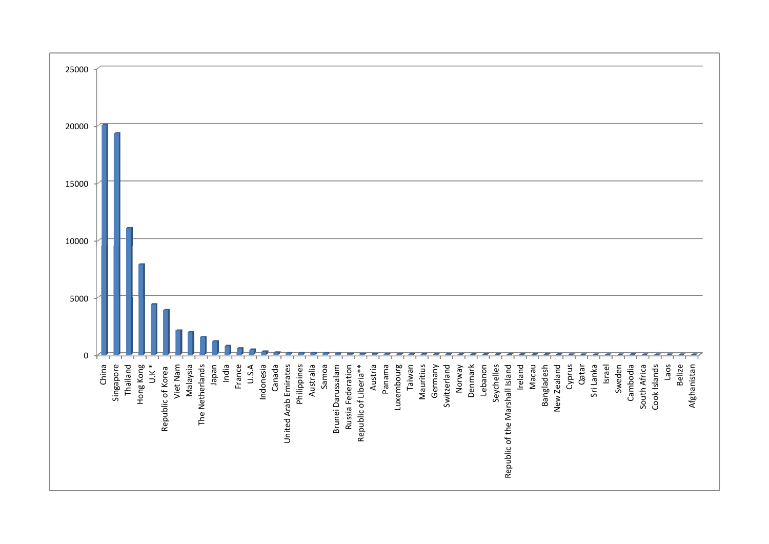25000

20000

15000

10000

5000

0

China
Singapore
Thailand
Hong Kong
U.K *
Republic of Korea
Viet Nam
Malaysia
The Netherlands
Japan
India
France
U.S.A
Indonesia
Canada
United Arab Emirates
Philippines
Australia
Samoa
Brunei Darussalam
Russia Federation
Republic of Liberia**
Austria
Panama
Luxembourg
Taiwan
Mauritius
Germany
Switzerland
Norway
Denmark
Lebanon
Seychelles
Republic of the Marshall Island
Ireland
Macau
Bangladesh
New Zealand
Cyprus
Qatar
Sri Lanka
Israel
Sweden
Cambodia
South Africa
Cook Islands
Laos
Belize
Afghanistan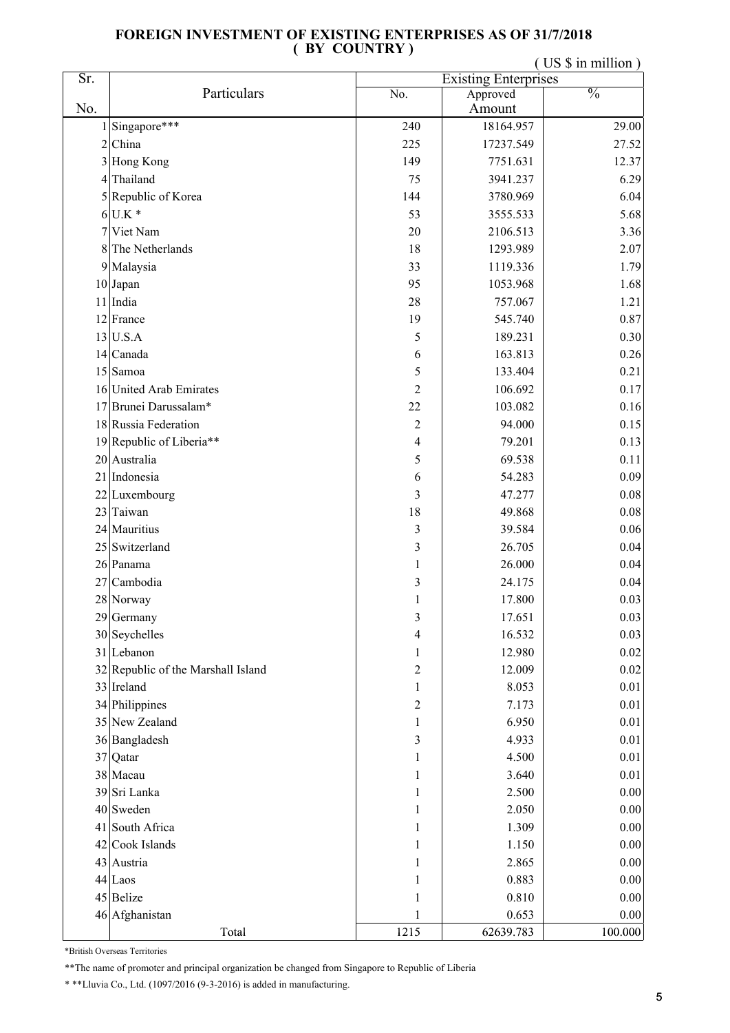# FOREIGN INVESTMENT OF EXISTING ENTERPRISES AS OF 31/7/2018
## ( BY COUNTRY )

( US $ in million )

| Sr. No. | Particulars | Existing Enterprises | | |
|---|---|---|---|---|
| | | No. | Approved Amount | % |
| 1 | Singapore*** | 240 | 18164.957 | 29.00 |
| 2 | China | 225 | 17237.549 | 27.52 |
| 3 | Hong Kong | 149 | 7751.631 | 12.37 |
| 4 | Thailand | 75 | 3941.237 | 6.29 |
| 5 | Republic of Korea | 144 | 3780.969 | 6.04 |
| 6 | U.K * | 53 | 3555.533 | 5.68 |
| 7 | Viet Nam | 20 | 2106.513 | 3.36 |
| 8 | The Netherlands | 18 | 1293.989 | 2.07 |
| 9 | Malaysia | 33 | 1119.336 | 1.79 |
| 10 | Japan | 95 | 1053.968 | 1.68 |
| 11 | India | 28 | 757.067 | 1.21 |
| 12 | France | 19 | 545.740 | 0.87 |
| 13 | U.S.A | 5 | 189.231 | 0.30 |
| 14 | Canada | 6 | 163.813 | 0.26 |
| 15 | Samoa | 5 | 133.404 | 0.21 |
| 16 | United Arab Emirates | 2 | 106.692 | 0.17 |
| 17 | Brunei Darussalam* | 22 | 103.082 | 0.16 |
| 18 | Russia Federation | 2 | 94.000 | 0.15 |
| 19 | Republic of Liberia** | 4 | 79.201 | 0.13 |
| 20 | Australia | 5 | 69.538 | 0.11 |
| 21 | Indonesia | 6 | 54.283 | 0.09 |
| 22 | Luxembourg | 3 | 47.277 | 0.08 |
| 23 | Taiwan | 18 | 49.868 | 0.08 |
| 24 | Mauritius | 3 | 39.584 | 0.06 |
| 25 | Switzerland | 3 | 26.705 | 0.04 |
| 26 | Panama | 1 | 26.000 | 0.04 |
| 27 | Cambodia | 3 | 24.175 | 0.04 |
| 28 | Norway | 1 | 17.800 | 0.03 |
| 29 | Germany | 3 | 17.651 | 0.03 |
| 30 | Seychelles | 4 | 16.532 | 0.03 |
| 31 | Lebanon | 1 | 12.980 | 0.02 |
| 32 | Republic of the Marshall Island | 2 | 12.009 | 0.02 |
| 33 | Ireland | 1 | 8.053 | 0.01 |
| 34 | Philippines | 2 | 7.173 | 0.01 |
| 35 | New Zealand | 1 | 6.950 | 0.01 |
| 36 | Bangladesh | 3 | 4.933 | 0.01 |
| 37 | Qatar | 1 | 4.500 | 0.01 |
| 38 | Macau | 1 | 3.640 | 0.01 |
| 39 | Sri Lanka | 1 | 2.500 | 0.00 |
| 40 | Sweden | 1 | 2.050 | 0.00 |
| 41 | South Africa | 1 | 1.309 | 0.00 |
| 42 | Cook Islands | 1 | 1.150 | 0.00 |
| 43 | Austria | 1 | 2.865 | 0.00 |
| 44 | Laos | 1 | 0.883 | 0.00 |
| 45 | Belize | 1 | 0.810 | 0.00 |
| 46 | Afghanistan | 1 | 0.653 | 0.00 |
| | Total | 1215 | 62639.783 | 100.000 |

*British Overseas Territories

**The name of promoter and principal organization be changed from Singapore to Republic of Liberia

* **Lluvia Co., Ltd. (1097/2016 (9-3-2016) is added in manufacturing.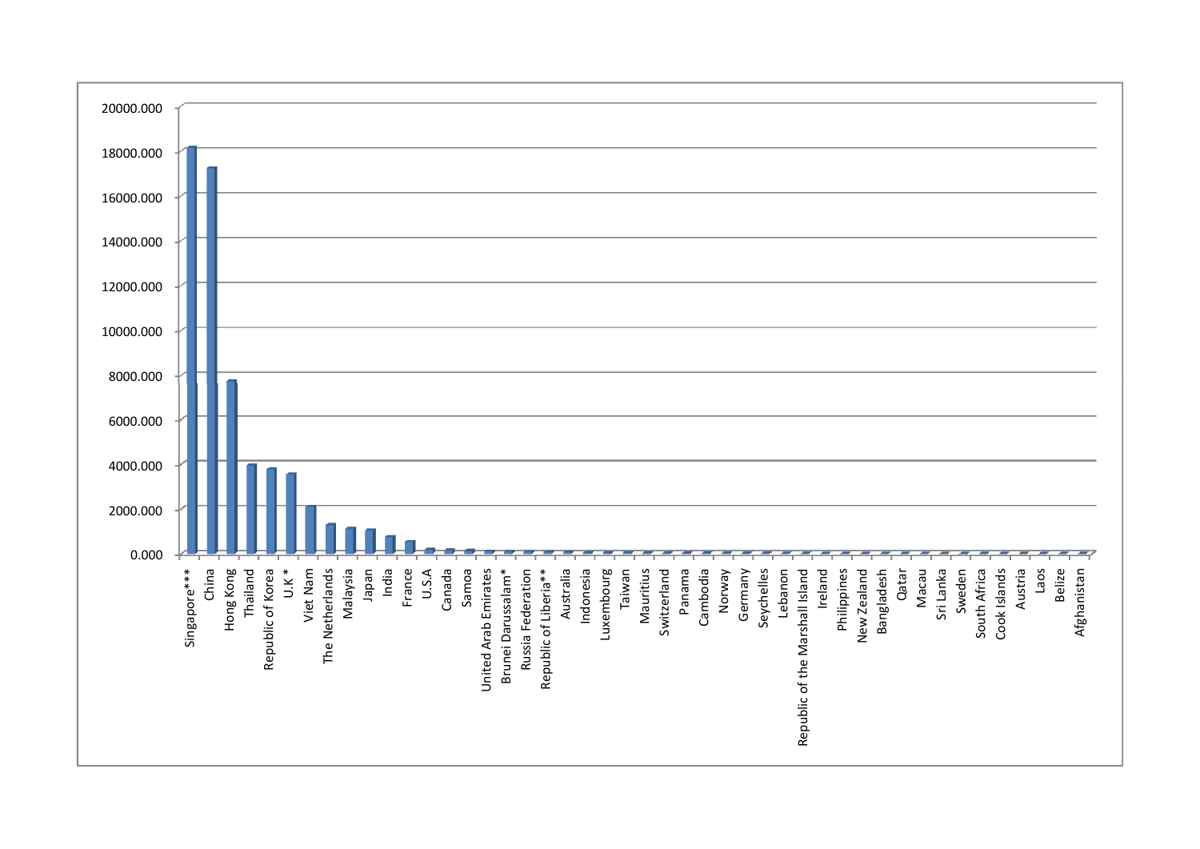20000.000
18000.000
16000.000
14000.000
12000.000
10000.000
8000.000
6000.000
4000.000
2000.000
0.000

Singapore***
China
Hong Kong
Thailand
Republic of Korea
U.K *
Viet Nam
The Netherlands
Malaysia
Japan
India
France
U.S.A
Canada
Samoa
United Arab Emirates
Brunei Darussalam*
Russia Federation
Republic of Liberia**
Australia
Indonesia
Luxembourg
Taiwan
Mauritius
Switzerland
Panama
Cambodia
Norway
Germany
Seychelles
Lebanon
Republic of the Marshall Island
Ireland
Philippines
New Zealand
Bangladesh
Qatar
Macau
Sri Lanka
Sweden
South Africa
Cook Islands
Austria
Laos
Belize
Afghanistan